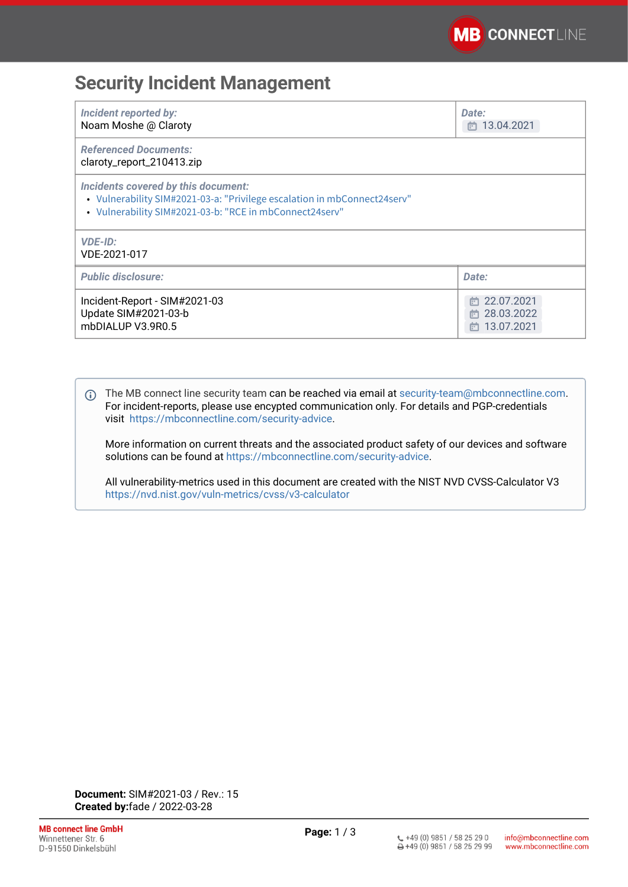# Security Incident Management

| *Incident reported by:* Noam Moshe @ Claroty | *Date:* 13.04.2021 |
|---|---|
| *Referenced Documents:* claroty_report_210413.zip | |
| *Incidents covered by this document:*<br>• Vulnerability SIM#2021-03-a: "Privilege escalation in mbConnect24serv"<br>• Vulnerability SIM#2021-03-b: "RCE in mbConnect24serv" | |
| *VDE-ID:* VDE-2021-017 | |

| *Public disclosure:* | *Date:* |
|---|---|
| Incident-Report - SIM#2021-03<br>Update SIM#2021-03-b<br>mbDIALUP V3.9R0.5 | 22.07.2021<br>28.03.2022<br>13.07.2021 |

> The MB connect line security team can be reached via email at security-team@mbconnectline.com. For incident-reports, please use encypted communication only. For details and PGP-credentials visit https://mbconnectline.com/security-advice.
>
> More information on current threats and the associated product safety of our devices and software solutions can be found at https://mbconnectline.com/security-advice.
>
> All vulnerability-metrics used in this document are created with the NIST NVD CVSS-Calculator V3 https://nvd.nist.gov/vuln-metrics/cvss/v3-calculator

**Document:** SIM#2021-03 / Rev.: 15
**Created by:**fade / 2022-03-28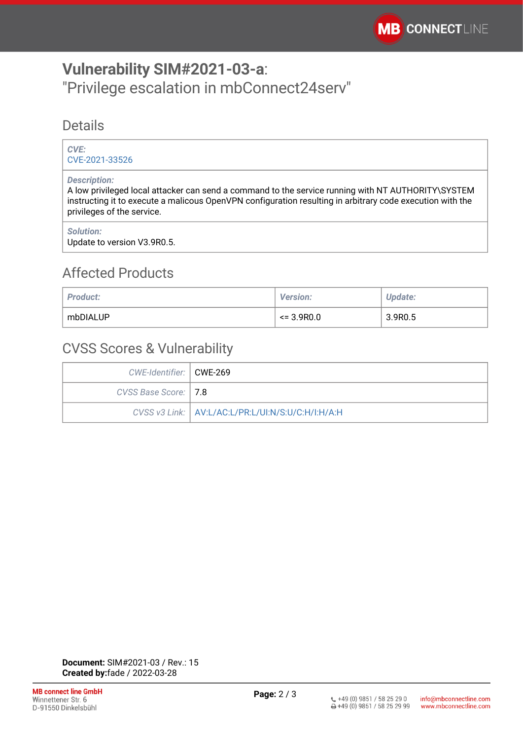# **Vulnerability SIM#2021-03-a**:
"Privilege escalation in mbConnect24serv"

## Details

| ***CVE:*** CVE-2021-33526 |
|---|
| ***Description:*** A low privileged local attacker can send a command to the service running with NT AUTHORITY\SYSTEM instructing it to execute a malicous OpenVPN configuration resulting in arbitrary code execution with the privileges of the service. |
| ***Solution:*** Update to version V3.9R0.5. |

## Affected Products

| ***Product:*** | ***Version:*** | ***Update:*** |
|---|---|---|
| mbDIALUP | <= 3.9R0.0 | 3.9R0.5 |

## CVSS Scores & Vulnerability

| | |
|---|---|
| *CWE-Identifier:* | CWE-269 |
| *CVSS Base Score:* | 7.8 |
| *CVSS v3 Link:* | AV:L/AC:L/PR:L/UI:N/S:U/C:H/I:H/A:H |

**Document:** SIM#2021-03 / Rev.: 15
**Created by:**fade / 2022-03-28

**MB connect line GmbH**
Winnettener Str. 6
D-91550 Dinkelsbühl

+49 (0) 9851 / 58 25 29 0
+49 (0) 9851 / 58 25 29 99

info@mbconnectline.com
www.mbconnectline.com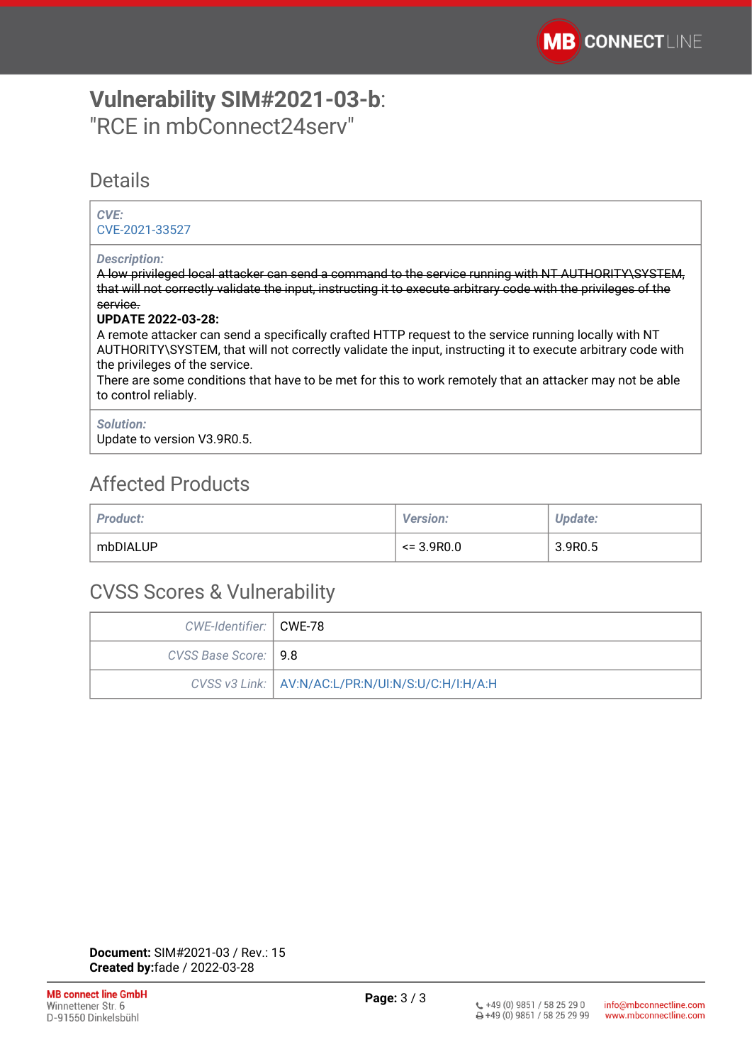# **Vulnerability SIM#2021-03-b**: "RCE in mbConnect24serv"

## Details

| |
|---|
| ***CVE:*** <br> CVE-2021-33527 |
| ***Description:*** <br> ~~A low privileged local attacker can send a command to the service running with NT AUTHORITY\SYSTEM, that will not correctly validate the input, instructing it to execute arbitrary code with the privileges of the service.~~ <br> **UPDATE 2022-03-28:** <br> A remote attacker can send a specifically crafted HTTP request to the service running locally with NT AUTHORITY\SYSTEM, that will not correctly validate the input, instructing it to execute arbitrary code with the privileges of the service. <br> There are some conditions that have to be met for this to work remotely that an attacker may not be able to control reliably. |
| ***Solution:*** <br> Update to version V3.9R0.5. |

## Affected Products

| ***Product:*** | ***Version:*** | ***Update:*** |
|---|---|---|
| mbDIALUP | <= 3.9R0.0 | 3.9R0.5 |

## CVSS Scores & Vulnerability

| | |
|---|---|
| *CWE-Identifier:* | CWE-78 |
| *CVSS Base Score:* | 9.8 |
| *CVSS v3 Link:* | AV:N/AC:L/PR:N/UI:N/S:U/C:H/I:H/A:H |

**Document:** SIM#2021-03 / Rev.: 15
**Created by:**fade / 2022-03-28